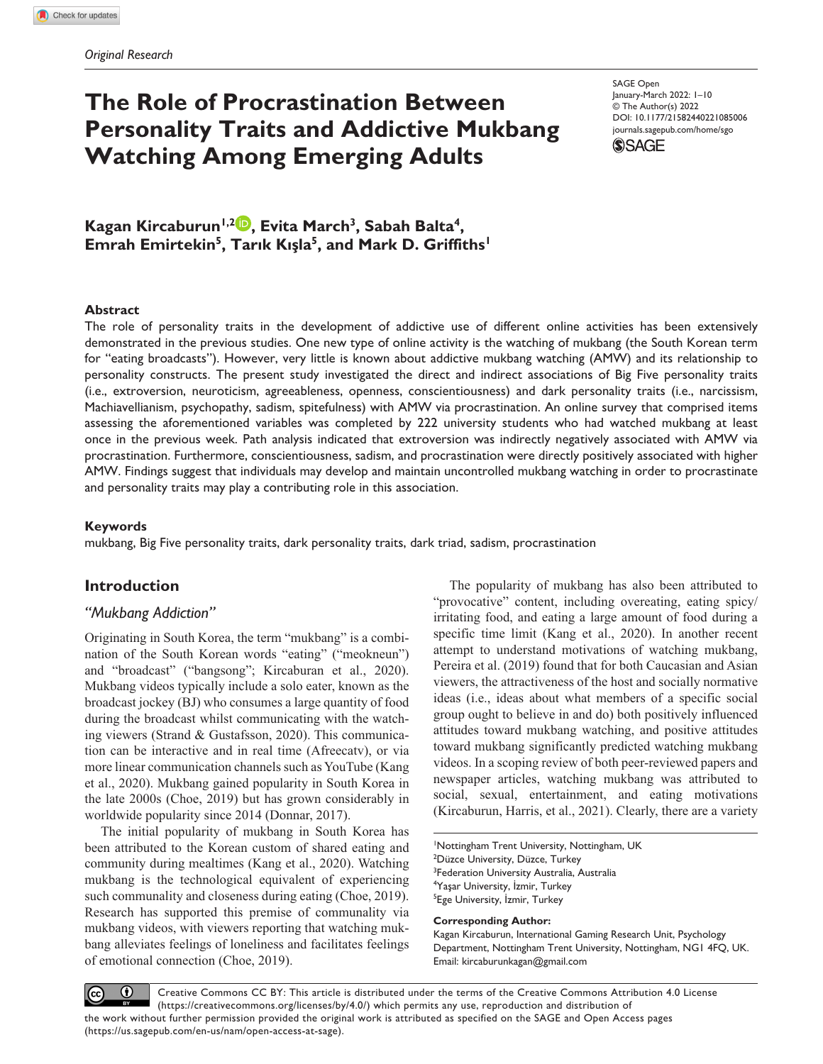*Original Research*

# The Role of Procrastination Between Personality Traits and Addictive Mukbang Watching Among Emerging Adults

SAGE Open
January-March 2022: 1–10
© The Author(s) 2022
DOI: 10.1177/21582440221085006
journals.sagepub.com/home/sgo

**Kagan Kircaburun[1,2], Evita March[3], Sabah Balta[4], Emrah Emirtekin[5], Tarık Kışla[5], and Mark D. Griffiths[1]**

## Abstract

The role of personality traits in the development of addictive use of different online activities has been extensively demonstrated in the previous studies. One new type of online activity is the watching of mukbang (the South Korean term for "eating broadcasts"). However, very little is known about addictive mukbang watching (AMW) and its relationship to personality constructs. The present study investigated the direct and indirect associations of Big Five personality traits (i.e., extroversion, neuroticism, agreeableness, openness, conscientiousness) and dark personality traits (i.e., narcissism, Machiavellianism, psychopathy, sadism, spitefulness) with AMW via procrastination. An online survey that comprised items assessing the aforementioned variables was completed by 222 university students who had watched mukbang at least once in the previous week. Path analysis indicated that extroversion was indirectly negatively associated with AMW via procrastination. Furthermore, conscientiousness, sadism, and procrastination were directly positively associated with higher AMW. Findings suggest that individuals may develop and maintain uncontrolled mukbang watching in order to procrastinate and personality traits may play a contributing role in this association.

### Keywords

mukbang, Big Five personality traits, dark personality traits, dark triad, sadism, procrastination

## Introduction

### *"Mukbang Addiction"*

Originating in South Korea, the term "mukbang" is a combination of the South Korean words "eating" ("meokneun") and "broadcast" ("bangsong"; Kircaburan et al., 2020). Mukbang videos typically include a solo eater, known as the broadcast jockey (BJ) who consumes a large quantity of food during the broadcast whilst communicating with the watching viewers (Strand & Gustafsson, 2020). This communication can be interactive and in real time (Afreecatv), or via more linear communication channels such as YouTube (Kang et al., 2020). Mukbang gained popularity in South Korea in the late 2000s (Choe, 2019) but has grown considerably in worldwide popularity since 2014 (Donnar, 2017).

The initial popularity of mukbang in South Korea has been attributed to the Korean custom of shared eating and community during mealtimes (Kang et al., 2020). Watching mukbang is the technological equivalent of experiencing such communality and closeness during eating (Choe, 2019). Research has supported this premise of communality via mukbang videos, with viewers reporting that watching mukbang alleviates feelings of loneliness and facilitates feelings of emotional connection (Choe, 2019).

The popularity of mukbang has also been attributed to "provocative" content, including overeating, eating spicy/irritating food, and eating a large amount of food during a specific time limit (Kang et al., 2020). In another recent attempt to understand motivations of watching mukbang, Pereira et al. (2019) found that for both Caucasian and Asian viewers, the attractiveness of the host and socially normative ideas (i.e., ideas about what members of a specific social group ought to believe in and do) both positively influenced attitudes toward mukbang watching, and positive attitudes toward mukbang significantly predicted watching mukbang videos. In a scoping review of both peer-reviewed papers and newspaper articles, watching mukbang was attributed to social, sexual, entertainment, and eating motivations (Kircaburun, Harris, et al., 2021). Clearly, there are a variety

[1]Nottingham Trent University, Nottingham, UK
[2]Düzce University, Düzce, Turkey
[3]Federation University Australia, Australia
[4]Yaşar University, İzmir, Turkey
[5]Ege University, İzmir, Turkey

**Corresponding Author:**
Kagan Kircaburun, International Gaming Research Unit, Psychology Department, Nottingham Trent University, Nottingham, NG1 4FQ, UK.
Email: kircaburunkagan@gmail.com

Creative Commons CC BY: This article is distributed under the terms of the Creative Commons Attribution 4.0 License (https://creativecommons.org/licenses/by/4.0/) which permits any use, reproduction and distribution of the work without further permission provided the original work is attributed as specified on the SAGE and Open Access pages (https://us.sagepub.com/en-us/nam/open-access-at-sage).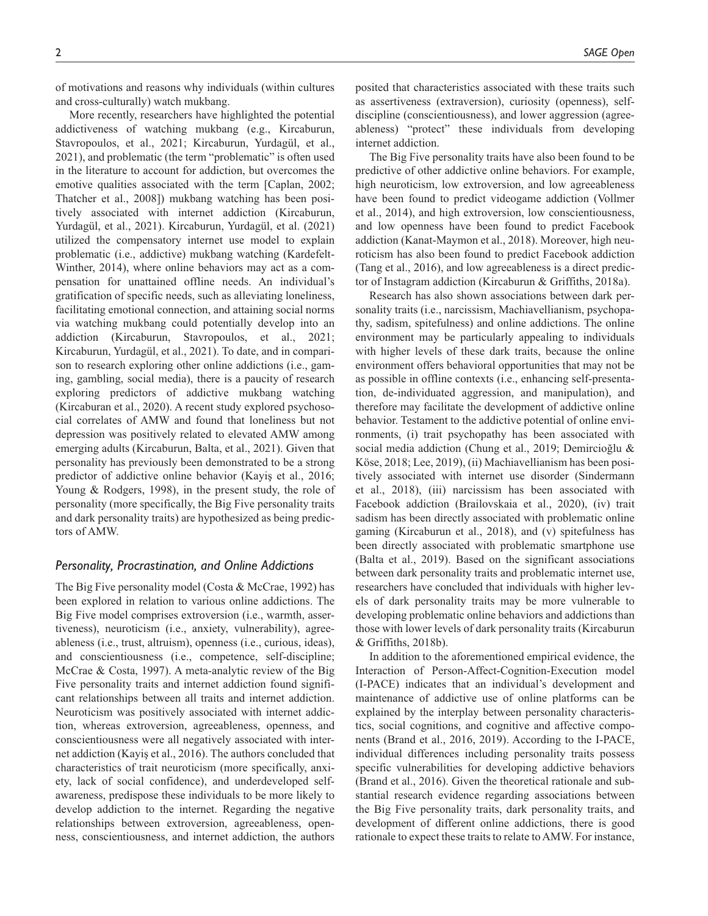of motivations and reasons why individuals (within cultures and cross-culturally) watch mukbang.

More recently, researchers have highlighted the potential addictiveness of watching mukbang (e.g., Kircaburun, Stavropoulos, et al., 2021; Kircaburun, Yurdagül, et al., 2021), and problematic (the term "problematic" is often used in the literature to account for addiction, but overcomes the emotive qualities associated with the term [Caplan, 2002; Thatcher et al., 2008]) mukbang watching has been positively associated with internet addiction (Kircaburun, Yurdagül, et al., 2021). Kircaburun, Yurdagül, et al. (2021) utilized the compensatory internet use model to explain problematic (i.e., addictive) mukbang watching (Kardefelt-Winther, 2014), where online behaviors may act as a compensation for unattained offline needs. An individual's gratification of specific needs, such as alleviating loneliness, facilitating emotional connection, and attaining social norms via watching mukbang could potentially develop into an addiction (Kircaburun, Stavropoulos, et al., 2021; Kircaburun, Yurdagül, et al., 2021). To date, and in comparison to research exploring other online addictions (i.e., gaming, gambling, social media), there is a paucity of research exploring predictors of addictive mukbang watching (Kircaburan et al., 2020). A recent study explored psychosocial correlates of AMW and found that loneliness but not depression was positively related to elevated AMW among emerging adults (Kircaburun, Balta, et al., 2021). Given that personality has previously been demonstrated to be a strong predictor of addictive online behavior (Kayiş et al., 2016; Young & Rodgers, 1998), in the present study, the role of personality (more specifically, the Big Five personality traits and dark personality traits) are hypothesized as being predictors of AMW.

### *Personality, Procrastination, and Online Addictions*

The Big Five personality model (Costa & McCrae, 1992) has been explored in relation to various online addictions. The Big Five model comprises extroversion (i.e., warmth, assertiveness), neuroticism (i.e., anxiety, vulnerability), agreeableness (i.e., trust, altruism), openness (i.e., curious, ideas), and conscientiousness (i.e., competence, self-discipline; McCrae & Costa, 1997). A meta-analytic review of the Big Five personality traits and internet addiction found significant relationships between all traits and internet addiction. Neuroticism was positively associated with internet addiction, whereas extroversion, agreeableness, openness, and conscientiousness were all negatively associated with internet addiction (Kayiş et al., 2016). The authors concluded that characteristics of trait neuroticism (more specifically, anxiety, lack of social confidence), and underdeveloped self-awareness, predispose these individuals to be more likely to develop addiction to the internet. Regarding the negative relationships between extroversion, agreeableness, openness, conscientiousness, and internet addiction, the authors posited that characteristics associated with these traits such as assertiveness (extraversion), curiosity (openness), self-discipline (conscientiousness), and lower aggression (agreeableness) "protect" these individuals from developing internet addiction.

The Big Five personality traits have also been found to be predictive of other addictive online behaviors. For example, high neuroticism, low extroversion, and low agreeableness have been found to predict videogame addiction (Vollmer et al., 2014), and high extroversion, low conscientiousness, and low openness have been found to predict Facebook addiction (Kanat-Maymon et al., 2018). Moreover, high neuroticism has also been found to predict Facebook addiction (Tang et al., 2016), and low agreeableness is a direct predictor of Instagram addiction (Kircaburun & Griffiths, 2018a).

Research has also shown associations between dark personality traits (i.e., narcissism, Machiavellianism, psychopathy, sadism, spitefulness) and online addictions. The online environment may be particularly appealing to individuals with higher levels of these dark traits, because the online environment offers behavioral opportunities that may not be as possible in offline contexts (i.e., enhancing self-presentation, de-individuated aggression, and manipulation), and therefore may facilitate the development of addictive online behavior. Testament to the addictive potential of online environments, (i) trait psychopathy has been associated with social media addiction (Chung et al., 2019; Demircioğlu & Köse, 2018; Lee, 2019), (ii) Machiavellianism has been positively associated with internet use disorder (Sindermann et al., 2018), (iii) narcissism has been associated with Facebook addiction (Brailovskaia et al., 2020), (iv) trait sadism has been directly associated with problematic online gaming (Kircaburun et al., 2018), and (v) spitefulness has been directly associated with problematic smartphone use (Balta et al., 2019). Based on the significant associations between dark personality traits and problematic internet use, researchers have concluded that individuals with higher levels of dark personality traits may be more vulnerable to developing problematic online behaviors and addictions than those with lower levels of dark personality traits (Kircaburun & Griffiths, 2018b).

In addition to the aforementioned empirical evidence, the Interaction of Person-Affect-Cognition-Execution model (I-PACE) indicates that an individual's development and maintenance of addictive use of online platforms can be explained by the interplay between personality characteristics, social cognitions, and cognitive and affective components (Brand et al., 2016, 2019). According to the I-PACE, individual differences including personality traits possess specific vulnerabilities for developing addictive behaviors (Brand et al., 2016). Given the theoretical rationale and substantial research evidence regarding associations between the Big Five personality traits, dark personality traits, and development of different online addictions, there is good rationale to expect these traits to relate to AMW. For instance,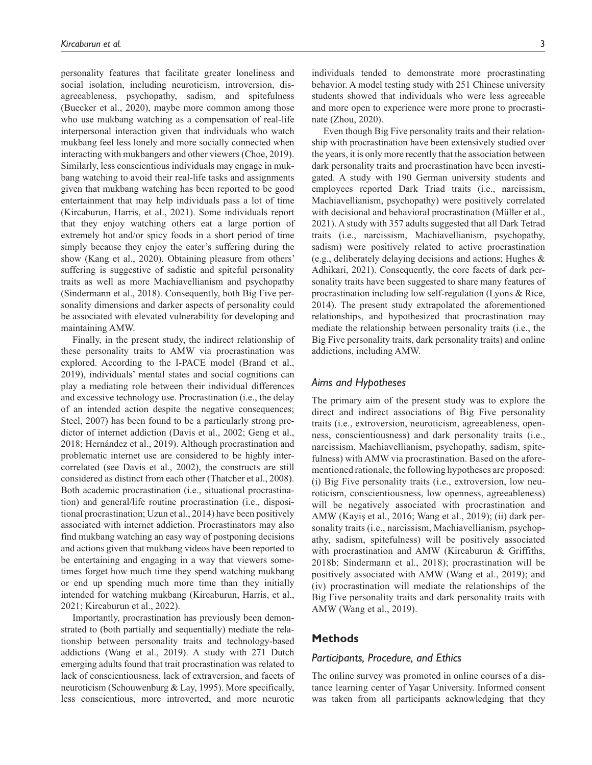personality features that facilitate greater loneliness and social isolation, including neuroticism, introversion, disagreeableness, psychopathy, sadism, and spitefulness (Buecker et al., 2020), maybe more common among those who use mukbang watching as a compensation of real-life interpersonal interaction given that individuals who watch mukbang feel less lonely and more socially connected when interacting with mukbangers and other viewers (Choe, 2019). Similarly, less conscientious individuals may engage in mukbang watching to avoid their real-life tasks and assignments given that mukbang watching has been reported to be good entertainment that may help individuals pass a lot of time (Kircaburun, Harris, et al., 2021). Some individuals report that they enjoy watching others eat a large portion of extremely hot and/or spicy foods in a short period of time simply because they enjoy the eater's suffering during the show (Kang et al., 2020). Obtaining pleasure from others' suffering is suggestive of sadistic and spiteful personality traits as well as more Machiavellianism and psychopathy (Sindermann et al., 2018). Consequently, both Big Five personality dimensions and darker aspects of personality could be associated with elevated vulnerability for developing and maintaining AMW.

Finally, in the present study, the indirect relationship of these personality traits to AMW via procrastination was explored. According to the I-PACE model (Brand et al., 2019), individuals' mental states and social cognitions can play a mediating role between their individual differences and excessive technology use. Procrastination (i.e., the delay of an intended action despite the negative consequences; Steel, 2007) has been found to be a particularly strong predictor of internet addiction (Davis et al., 2002; Geng et al., 2018; Hernández et al., 2019). Although procrastination and problematic internet use are considered to be highly intercorrelated (see Davis et al., 2002), the constructs are still considered as distinct from each other (Thatcher et al., 2008). Both academic procrastination (i.e., situational procrastination) and general/life routine procrastination (i.e., dispositional procrastination; Uzun et al., 2014) have been positively associated with internet addiction. Procrastinators may also find mukbang watching an easy way of postponing decisions and actions given that mukbang videos have been reported to be entertaining and engaging in a way that viewers sometimes forget how much time they spend watching mukbang or end up spending much more time than they initially intended for watching mukbang (Kircaburun, Harris, et al., 2021; Kircaburun et al., 2022).

Importantly, procrastination has previously been demonstrated to (both partially and sequentially) mediate the relationship between personality traits and technology-based addictions (Wang et al., 2019). A study with 271 Dutch emerging adults found that trait procrastination was related to lack of conscientiousness, lack of extraversion, and facets of neuroticism (Schouwenburg & Lay, 1995). More specifically, less conscientious, more introverted, and more neurotic individuals tended to demonstrate more procrastinating behavior. A model testing study with 251 Chinese university students showed that individuals who were less agreeable and more open to experience were more prone to procrastinate (Zhou, 2020).

Even though Big Five personality traits and their relationship with procrastination have been extensively studied over the years, it is only more recently that the association between dark personality traits and procrastination have been investigated. A study with 190 German university students and employees reported Dark Triad traits (i.e., narcissism, Machiavellianism, psychopathy) were positively correlated with decisional and behavioral procrastination (Müller et al., 2021). A study with 357 adults suggested that all Dark Tetrad traits (i.e., narcissism, Machiavellianism, psychopathy, sadism) were positively related to active procrastination (e.g., deliberately delaying decisions and actions; Hughes & Adhikari, 2021). Consequently, the core facets of dark personality traits have been suggested to share many features of procrastination including low self-regulation (Lyons & Rice, 2014). The present study extrapolated the aforementioned relationships, and hypothesized that procrastination may mediate the relationship between personality traits (i.e., the Big Five personality traits, dark personality traits) and online addictions, including AMW.

### *Aims and Hypotheses*

The primary aim of the present study was to explore the direct and indirect associations of Big Five personality traits (i.e., extroversion, neuroticism, agreeableness, openness, conscientiousness) and dark personality traits (i.e., narcissism, Machiavellianism, psychopathy, sadism, spitefulness) with AMW via procrastination. Based on the aforementioned rationale, the following hypotheses are proposed: (i) Big Five personality traits (i.e., extroversion, low neuroticism, conscientiousness, low openness, agreeableness) will be negatively associated with procrastination and AMW (Kayiş et al., 2016; Wang et al., 2019); (ii) dark personality traits (i.e., narcissism, Machiavellianism, psychopathy, sadism, spitefulness) will be positively associated with procrastination and AMW (Kircaburun & Griffiths, 2018b; Sindermann et al., 2018); procrastination will be positively associated with AMW (Wang et al., 2019); and (iv) procrastination will mediate the relationships of the Big Five personality traits and dark personality traits with AMW (Wang et al., 2019).

## Methods

### *Participants, Procedure, and Ethics*

The online survey was promoted in online courses of a distance learning center of Yaşar University. Informed consent was taken from all participants acknowledging that they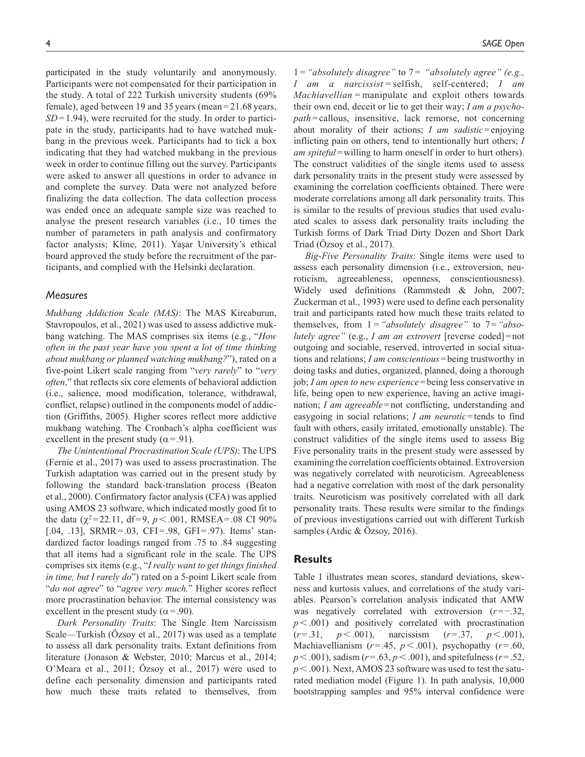participated in the study voluntarily and anonymously. Participants were not compensated for their participation in the study. A total of 222 Turkish university students (69% female), aged between 19 and 35 years (mean = 21.68 years, *SD* = 1.94), were recruited for the study. In order to participate in the study, participants had to have watched mukbang in the previous week. Participants had to tick a box indicating that they had watched mukbang in the previous week in order to continue filling out the survey. Participants were asked to answer all questions in order to advance in and complete the survey. Data were not analyzed before finalizing the data collection. The data collection process was ended once an adequate sample size was reached to analyse the present research variables (i.e., 10 times the number of parameters in path analysis and confirmatory factor analysis; Kline, 2011). Yaşar University's ethical board approved the study before the recruitment of the participants, and complied with the Helsinki declaration.

## Measures

*Mukbang Addiction Scale (MAS)*: The MAS Kircaburun, Stavropoulos, et al., 2021) was used to assess addictive mukbang watching. The MAS comprises six items (e.g., "*How often in the past year have you spent a lot of time thinking about mukbang or planned watching mukbang?*"), rated on a five-point Likert scale ranging from "*very rarely*" to "*very often*," that reflects six core elements of behavioral addiction (i.e., salience, mood modification, tolerance, withdrawal, conflict, relapse) outlined in the components model of addiction (Griffiths, 2005). Higher scores reflect more addictive mukbang watching. The Cronbach's alpha coefficient was excellent in the present study ($\alpha = .91$).

*The Unintentional Procrastination Scale (UPS)*: The UPS (Fernie et al., 2017) was used to assess procrastination. The Turkish adaptation was carried out in the present study by following the standard back-translation process (Beaton et al., 2000). Confirmatory factor analysis (CFA) was applied using AMOS 23 software, which indicated mostly good fit to the data ($\chi^2 = 22.11$, df = 9, $p < .001$, RMSEA = .08 CI 90% [.04, .13], SRMR = .03, CFI = .98, GFI = .97). Items' standardized factor loadings ranged from .75 to .84 suggesting that all items had a significant role in the scale. The UPS comprises six items (e.g., "*I really want to get things finished in time, but I rarely do*") rated on a 5-point Likert scale from "*do not agree*" to "*agree very much.*" Higher scores reflect more procrastination behavior. The internal consistency was excellent in the present study ($\alpha = .90$).

*Dark Personality Traits*: The Single Item Narcissism Scale—Turkish (Özsoy et al., 2017) was used as a template to assess all dark personality traits. Extant definitions from literature (Jonason & Webster, 2010; Marcus et al., 2014; O'Meara et al., 2011; Özsoy et al., 2017) were used to define each personality dimension and participants rated how much these traits related to themselves, from 1 = *"absolutely disagree"* to 7 = *"absolutely agree" (e.g., I am a narcissist* = selfish, self-centered; *I am Machiavellian* = manipulate and exploit others towards their own end, deceit or lie to get their way; *I am a psychopath* = callous, insensitive, lack remorse, not concerning about morality of their actions; *I am sadistic* = enjoying inflicting pain on others, tend to intentionally hurt others; *I am spiteful* = willing to harm oneself in order to hurt others). The construct validities of the single items used to assess dark personality traits in the present study were assessed by examining the correlation coefficients obtained. There were moderate correlations among all dark personality traits. This is similar to the results of previous studies that used evaluated scales to assess dark personality traits including the Turkish forms of Dark Triad Dirty Dozen and Short Dark Triad (Özsoy et al., 2017).

*Big-Five Personality Traits*: Single items were used to assess each personality dimension (i.e., extroversion, neuroticism, agreeableness, openness, conscientiousness). Widely used definitions (Rammstedt & John, 2007; Zuckerman et al., 1993) were used to define each personality trait and participants rated how much these traits related to themselves, from 1 = *"absolutely disagree"* to 7 = *"absolutely agree"* (e.g., *I am an extrovert* [reverse coded] = not outgoing and sociable, reserved, introverted in social situations and relations; *I am conscientious* = being trustworthy in doing tasks and duties, organized, planned, doing a thorough job; *I am open to new experience* = being less conservative in life, being open to new experience, having an active imagination; *I am agreeable* = not conflicting, understanding and easygoing in social relations; *I am neurotic* = tends to find fault with others, easily irritated, emotionally unstable). The construct validities of the single items used to assess Big Five personality traits in the present study were assessed by examining the correlation coefficients obtained. Extroversion was negatively correlated with neuroticism. Agreeableness had a negative correlation with most of the dark personality traits. Neuroticism was positively correlated with all dark personality traits. These results were similar to the findings of previous investigations carried out with different Turkish samples (Ardic & Özsoy, 2016).

# Results

Table 1 illustrates mean scores, standard deviations, skewness and kurtosis values, and correlations of the study variables. Pearson's correlation analysis indicated that AMW was negatively correlated with extroversion ($r = -.32$, $p < .001$) and positively correlated with procrastination ($r = .31$, $p < .001$), narcissism ($r = .37$, $p < .001$), Machiavellianism ($r = .45$, $p < .001$), psychopathy ($r = .60$, $p < .001$), sadism ($r = .63$, $p < .001$), and spitefulness ($r = .52$, $p < .001$). Next, AMOS 23 software was used to test the saturated mediation model (Figure 1). In path analysis, 10,000 bootstrapping samples and 95% interval confidence were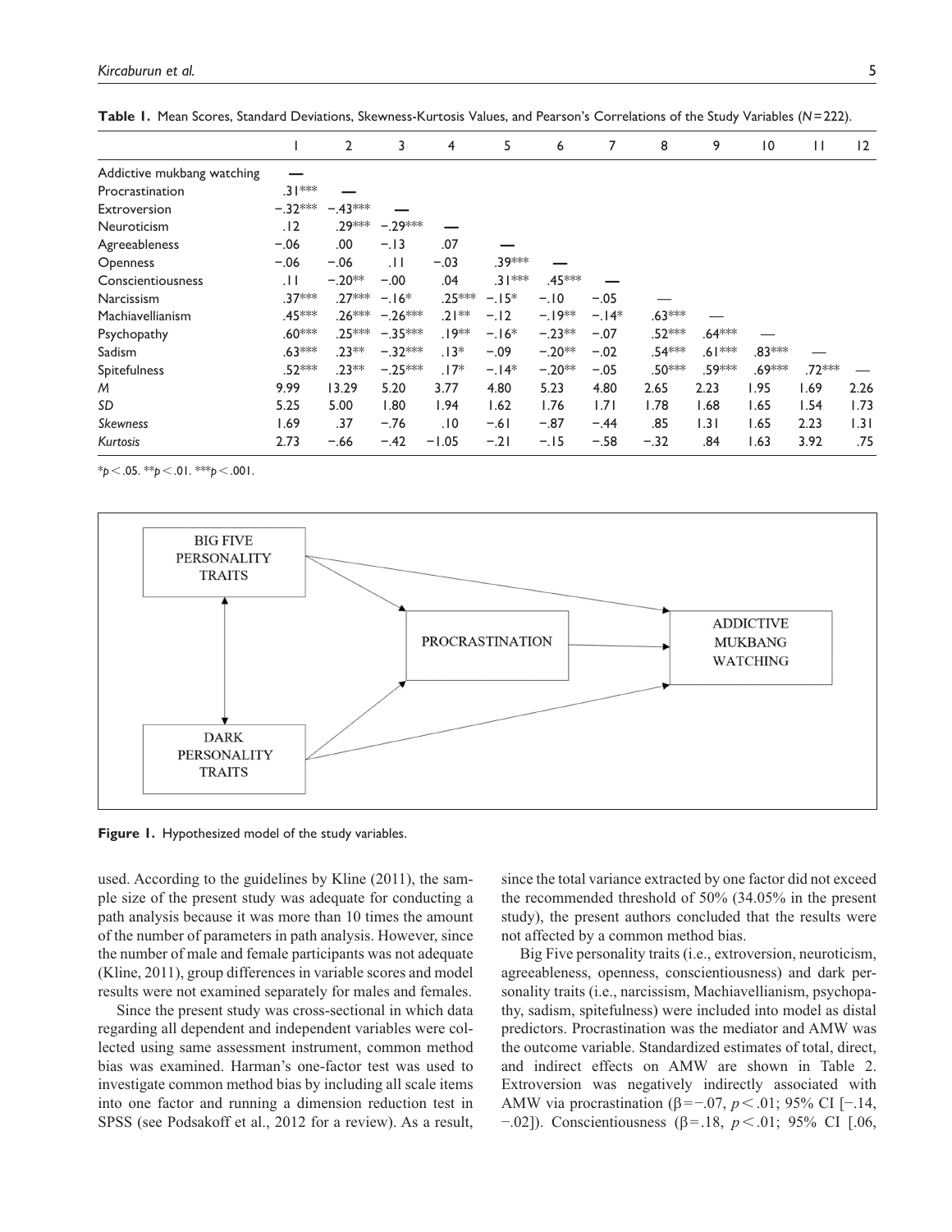**Table 1.** Mean Scores, Standard Deviations, Skewness-Kurtosis Values, and Pearson's Correlations of the Study Variables ($N$ = 222).

| | 1 | 2 | 3 | 4 | 5 | 6 | 7 | 8 | 9 | 10 | 11 | 12 |
|---|---|---|---|---|---|---|---|---|---|---|---|---|
| Addictive mukbang watching | — | | | | | | | | | | | |
| Procrastination | .31*** | — | | | | | | | | | | |
| Extroversion | −.32*** | −.43*** | — | | | | | | | | | |
| Neuroticism | .12 | .29*** | −.29*** | — | | | | | | | | |
| Agreeableness | −.06 | .00 | −.13 | .07 | — | | | | | | | |
| Openness | −.06 | −.06 | .11 | −.03 | .39*** | — | | | | | | |
| Conscientiousness | .11 | −.20** | −.00 | .04 | .31*** | .45*** | — | | | | | |
| Narcissism | .37*** | .27*** | −.16* | .25*** | −.15* | −.10 | −.05 | — | | | | |
| Machiavellianism | .45*** | .26*** | −.26*** | .21** | −.12 | −.19** | −.14* | .63*** | — | | | |
| Psychopathy | .60*** | .25*** | −.35*** | .19** | −.16* | −.23** | −.07 | .52*** | .64*** | — | | |
| Sadism | .63*** | .23** | −.32*** | .13* | −.09 | −.20** | −.02 | .54*** | .61*** | .83*** | — | |
| Spitefulness | .52*** | .23** | −.25*** | .17* | −.14* | −.20** | −.05 | .50*** | .59*** | .69*** | .72*** | — |
| *M* | 9.99 | 13.29 | 5.20 | 3.77 | 4.80 | 5.23 | 4.80 | 2.65 | 2.23 | 1.95 | 1.69 | 2.26 |
| *SD* | 5.25 | 5.00 | 1.80 | 1.94 | 1.62 | 1.76 | 1.71 | 1.78 | 1.68 | 1.65 | 1.54 | 1.73 |
| *Skewness* | 1.69 | .37 | −.76 | .10 | −.61 | −.87 | −.44 | .85 | 1.31 | 1.65 | 2.23 | 1.31 |
| *Kurtosis* | 2.73 | −.66 | −.42 | −1.05 | −.21 | −.15 | −.58 | −.32 | .84 | 1.63 | 3.92 | .75 |

*$p$ < .05. **$p$ < .01. ***$p$ < .001.

BIG FIVE PERSONALITY TRAITS

PROCRASTINATION

ADDICTIVE MUKBANG WATCHING

DARK PERSONALITY TRAITS

**Figure 1.** Hypothesized model of the study variables.

used. According to the guidelines by Kline (2011), the sample size of the present study was adequate for conducting a path analysis because it was more than 10 times the amount of the number of parameters in path analysis. However, since the number of male and female participants was not adequate (Kline, 2011), group differences in variable scores and model results were not examined separately for males and females.

Since the present study was cross-sectional in which data regarding all dependent and independent variables were collected using same assessment instrument, common method bias was examined. Harman's one-factor test was used to investigate common method bias by including all scale items into one factor and running a dimension reduction test in SPSS (see Podsakoff et al., 2012 for a review). As a result, since the total variance extracted by one factor did not exceed the recommended threshold of 50% (34.05% in the present study), the present authors concluded that the results were not affected by a common method bias.

Big Five personality traits (i.e., extroversion, neuroticism, agreeableness, openness, conscientiousness) and dark personality traits (i.e., narcissism, Machiavellianism, psychopathy, sadism, spitefulness) were included into model as distal predictors. Procrastination was the mediator and AMW was the outcome variable. Standardized estimates of total, direct, and indirect effects on AMW are shown in Table 2. Extroversion was negatively indirectly associated with AMW via procrastination ($\beta = -.07$, $p < .01$; 95% CI [−.14, −.02]). Conscientiousness ($\beta = .18$, $p < .01$; 95% CI [.06,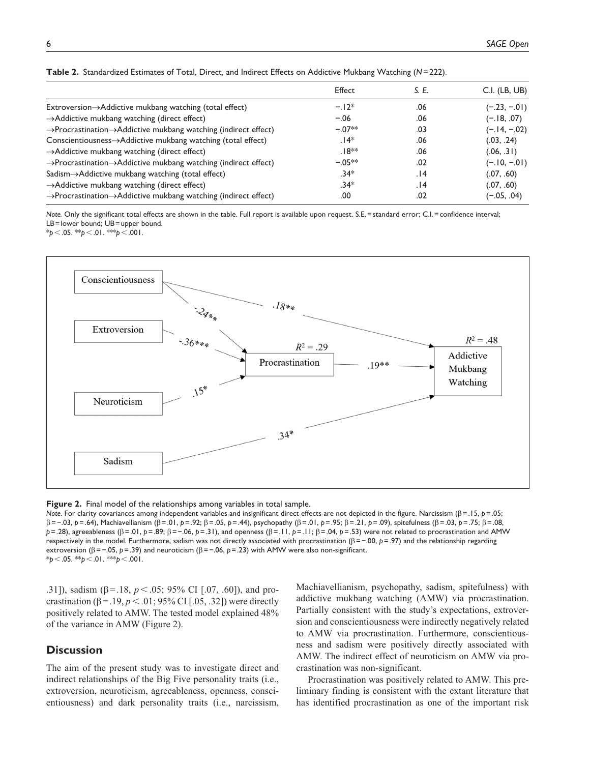**Table 2.** Standardized Estimates of Total, Direct, and Indirect Effects on Addictive Mukbang Watching ($N = 222$).

| | Effect | *S. E.* | C.I. (LB, UB) |
|---|---|---|---|
| Extroversion→Addictive mukbang watching (total effect) | −.12* | .06 | (−.23, −.01) |
| →Addictive mukbang watching (direct effect) | −.06 | .06 | (−.18, .07) |
| →Procrastination→Addictive mukbang watching (indirect effect) | −.07** | .03 | (−.14, −.02) |
| Conscientiousness→Addictive mukbang watching (total effect) | .14* | .06 | (.03, .24) |
| →Addictive mukbang watching (direct effect) | .18** | .06 | (.06, .31) |
| →Procrastination→Addictive mukbang watching (indirect effect) | −.05** | .02 | (−.10, −.01) |
| Sadism→Addictive mukbang watching (total effect) | .34* | .14 | (.07, .60) |
| →Addictive mukbang watching (direct effect) | .34* | .14 | (.07, .60) |
| →Procrastination→Addictive mukbang watching (indirect effect) | .00 | .02 | (−.05, .04) |

*Note.* Only the significant total effects are shown in the table. Full report is available upon request. S.E. = standard error; C.I. = confidence interval; LB = lower bound; UB = upper bound.
$^*p < .05$. $^{**}p < .01$. $^{***}p < .001$.

**Figure 2.** Final model of the relationships among variables in total sample.

*Note.* For clarity covariances among independent variables and insignificant direct effects are not depicted in the figure. Narcissism ($\beta = .15$, $p = .05$; $\beta = -.03$, $p = .64$), Machiavellianism ($\beta = .01$, $p = .92$; $\beta = .05$, $p = .44$), psychopathy ($\beta = .01$, $p = .95$; $\beta = .21$, $p = .09$), spitefulness ($\beta = .03$, $p = .75$; $\beta = .08$, $p = .28$), agreeableness ($\beta = .01$, $p = .89$; $\beta = -.06$, $p = .31$), and openness ($\beta = .11$, $p = .11$; $\beta = .04$, $p = .53$) were not related to procrastination and AMW respectively in the model. Furthermore, sadism was not directly associated with procrastination ($\beta = -.00$, $p = .97$) and the relationship regarding extroversion ($\beta = -.05$, $p = .39$) and neuroticism ($\beta = -.06$, $p = .23$) with AMW were also non-significant.
$^*p < .05$. $^{**}p < .01$. $^{***}p < .001$.

.31]), sadism ($\beta = .18$, $p < .05$; 95% CI [.07, .60]), and procrastination ($\beta = .19$, $p < .01$; 95% CI [.05, .32]) were directly positively related to AMW. The tested model explained 48% of the variance in AMW (Figure 2).

## Discussion

The aim of the present study was to investigate direct and indirect relationships of the Big Five personality traits (i.e., extroversion, neuroticism, agreeableness, openness, conscientiousness) and dark personality traits (i.e., narcissism, Machiavellianism, psychopathy, sadism, spitefulness) with addictive mukbang watching (AMW) via procrastination. Partially consistent with the study's expectations, extroversion and conscientiousness were indirectly negatively related to AMW via procrastination. Furthermore, conscientiousness and sadism were positively directly associated with AMW. The indirect effect of neuroticism on AMW via procrastination was non-significant.

Procrastination was positively related to AMW. This preliminary finding is consistent with the extant literature that has identified procrastination as one of the important risk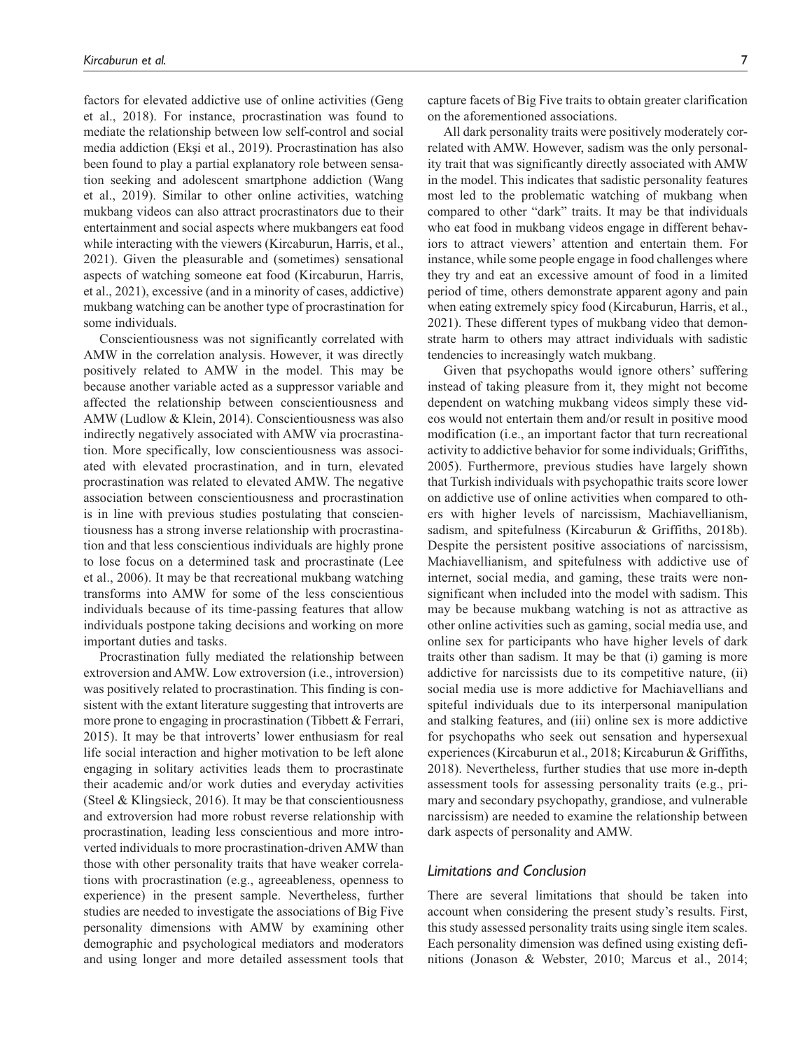factors for elevated addictive use of online activities (Geng et al., 2018). For instance, procrastination was found to mediate the relationship between low self-control and social media addiction (Ekşi et al., 2019). Procrastination has also been found to play a partial explanatory role between sensation seeking and adolescent smartphone addiction (Wang et al., 2019). Similar to other online activities, watching mukbang videos can also attract procrastinators due to their entertainment and social aspects where mukbangers eat food while interacting with the viewers (Kircaburun, Harris, et al., 2021). Given the pleasurable and (sometimes) sensational aspects of watching someone eat food (Kircaburun, Harris, et al., 2021), excessive (and in a minority of cases, addictive) mukbang watching can be another type of procrastination for some individuals.

Conscientiousness was not significantly correlated with AMW in the correlation analysis. However, it was directly positively related to AMW in the model. This may be because another variable acted as a suppressor variable and affected the relationship between conscientiousness and AMW (Ludlow & Klein, 2014). Conscientiousness was also indirectly negatively associated with AMW via procrastination. More specifically, low conscientiousness was associated with elevated procrastination, and in turn, elevated procrastination was related to elevated AMW. The negative association between conscientiousness and procrastination is in line with previous studies postulating that conscientiousness has a strong inverse relationship with procrastination and that less conscientious individuals are highly prone to lose focus on a determined task and procrastinate (Lee et al., 2006). It may be that recreational mukbang watching transforms into AMW for some of the less conscientious individuals because of its time-passing features that allow individuals postpone taking decisions and working on more important duties and tasks.

Procrastination fully mediated the relationship between extroversion and AMW. Low extroversion (i.e., introversion) was positively related to procrastination. This finding is consistent with the extant literature suggesting that introverts are more prone to engaging in procrastination (Tibbett & Ferrari, 2015). It may be that introverts' lower enthusiasm for real life social interaction and higher motivation to be left alone engaging in solitary activities leads them to procrastinate their academic and/or work duties and everyday activities (Steel & Klingsieck, 2016). It may be that conscientiousness and extroversion had more robust reverse relationship with procrastination, leading less conscientious and more introverted individuals to more procrastination-driven AMW than those with other personality traits that have weaker correlations with procrastination (e.g., agreeableness, openness to experience) in the present sample. Nevertheless, further studies are needed to investigate the associations of Big Five personality dimensions with AMW by examining other demographic and psychological mediators and moderators and using longer and more detailed assessment tools that capture facets of Big Five traits to obtain greater clarification on the aforementioned associations.

All dark personality traits were positively moderately correlated with AMW. However, sadism was the only personality trait that was significantly directly associated with AMW in the model. This indicates that sadistic personality features most led to the problematic watching of mukbang when compared to other "dark" traits. It may be that individuals who eat food in mukbang videos engage in different behaviors to attract viewers' attention and entertain them. For instance, while some people engage in food challenges where they try and eat an excessive amount of food in a limited period of time, others demonstrate apparent agony and pain when eating extremely spicy food (Kircaburun, Harris, et al., 2021). These different types of mukbang video that demonstrate harm to others may attract individuals with sadistic tendencies to increasingly watch mukbang.

Given that psychopaths would ignore others' suffering instead of taking pleasure from it, they might not become dependent on watching mukbang videos simply these videos would not entertain them and/or result in positive mood modification (i.e., an important factor that turn recreational activity to addictive behavior for some individuals; Griffiths, 2005). Furthermore, previous studies have largely shown that Turkish individuals with psychopathic traits score lower on addictive use of online activities when compared to others with higher levels of narcissism, Machiavellianism, sadism, and spitefulness (Kircaburun & Griffiths, 2018b). Despite the persistent positive associations of narcissism, Machiavellianism, and spitefulness with addictive use of internet, social media, and gaming, these traits were nonsignificant when included into the model with sadism. This may be because mukbang watching is not as attractive as other online activities such as gaming, social media use, and online sex for participants who have higher levels of dark traits other than sadism. It may be that (i) gaming is more addictive for narcissists due to its competitive nature, (ii) social media use is more addictive for Machiavellians and spiteful individuals due to its interpersonal manipulation and stalking features, and (iii) online sex is more addictive for psychopaths who seek out sensation and hypersexual experiences (Kircaburun et al., 2018; Kircaburun & Griffiths, 2018). Nevertheless, further studies that use more in-depth assessment tools for assessing personality traits (e.g., primary and secondary psychopathy, grandiose, and vulnerable narcissism) are needed to examine the relationship between dark aspects of personality and AMW.

### *Limitations and Conclusion*

There are several limitations that should be taken into account when considering the present study's results. First, this study assessed personality traits using single item scales. Each personality dimension was defined using existing definitions (Jonason & Webster, 2010; Marcus et al., 2014;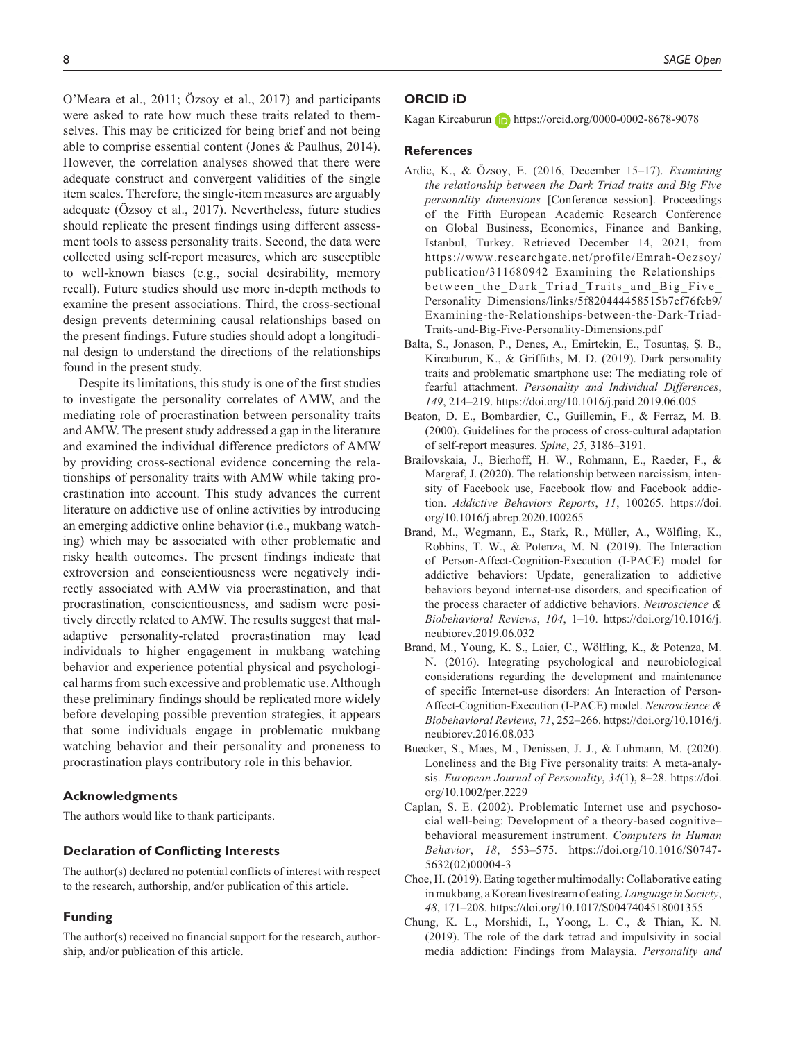O'Meara et al., 2011; Özsoy et al., 2017) and participants were asked to rate how much these traits related to themselves. This may be criticized for being brief and not being able to comprise essential content (Jones & Paulhus, 2014). However, the correlation analyses showed that there were adequate construct and convergent validities of the single item scales. Therefore, the single-item measures are arguably adequate (Özsoy et al., 2017). Nevertheless, future studies should replicate the present findings using different assessment tools to assess personality traits. Second, the data were collected using self-report measures, which are susceptible to well-known biases (e.g., social desirability, memory recall). Future studies should use more in-depth methods to examine the present associations. Third, the cross-sectional design prevents determining causal relationships based on the present findings. Future studies should adopt a longitudinal design to understand the directions of the relationships found in the present study.

Despite its limitations, this study is one of the first studies to investigate the personality correlates of AMW, and the mediating role of procrastination between personality traits and AMW. The present study addressed a gap in the literature and examined the individual difference predictors of AMW by providing cross-sectional evidence concerning the relationships of personality traits with AMW while taking procrastination into account. This study advances the current literature on addictive use of online activities by introducing an emerging addictive online behavior (i.e., mukbang watching) which may be associated with other problematic and risky health outcomes. The present findings indicate that extroversion and conscientiousness were negatively indirectly associated with AMW via procrastination, and that procrastination, conscientiousness, and sadism were positively directly related to AMW. The results suggest that maladaptive personality-related procrastination may lead individuals to higher engagement in mukbang watching behavior and experience potential physical and psychological harms from such excessive and problematic use. Although these preliminary findings should be replicated more widely before developing possible prevention strategies, it appears that some individuals engage in problematic mukbang watching behavior and their personality and proneness to procrastination plays contributory role in this behavior.

## Acknowledgments

The authors would like to thank participants.

## Declaration of Conflicting Interests

The author(s) declared no potential conflicts of interest with respect to the research, authorship, and/or publication of this article.

## Funding

The author(s) received no financial support for the research, authorship, and/or publication of this article.

## ORCID iD

Kagan Kircaburun https://orcid.org/0000-0002-8678-9078

## References

Ardic, K., & Özsoy, E. (2016, December 15–17). *Examining the relationship between the Dark Triad traits and Big Five personality dimensions* [Conference session]. Proceedings of the Fifth European Academic Research Conference on Global Business, Economics, Finance and Banking, Istanbul, Turkey. Retrieved December 14, 2021, from https://www.researchgate.net/profile/Emrah-Oezsoy/publication/311680942_Examining_the_Relationships_between_the_Dark_Triad_Traits_and_Big_Five_Personality_Dimensions/links/5f820444458515b7cf76fcb9/Examining-the-Relationships-between-the-Dark-Triad-Traits-and-Big-Five-Personality-Dimensions.pdf

Balta, S., Jonason, P., Denes, A., Emirtekin, E., Tosuntaş, Ş. B., Kircaburun, K., & Griffiths, M. D. (2019). Dark personality traits and problematic smartphone use: The mediating role of fearful attachment. *Personality and Individual Differences*, *149*, 214–219. https://doi.org/10.1016/j.paid.2019.06.005

Beaton, D. E., Bombardier, C., Guillemin, F., & Ferraz, M. B. (2000). Guidelines for the process of cross-cultural adaptation of self-report measures. *Spine*, *25*, 3186–3191.

Brailovskaia, J., Bierhoff, H. W., Rohmann, E., Raeder, F., & Margraf, J. (2020). The relationship between narcissism, intensity of Facebook use, Facebook flow and Facebook addiction. *Addictive Behaviors Reports*, *11*, 100265. https://doi.org/10.1016/j.abrep.2020.100265

Brand, M., Wegmann, E., Stark, R., Müller, A., Wölfling, K., Robbins, T. W., & Potenza, M. N. (2019). The Interaction of Person-Affect-Cognition-Execution (I-PACE) model for addictive behaviors: Update, generalization to addictive behaviors beyond internet-use disorders, and specification of the process character of addictive behaviors. *Neuroscience & Biobehavioral Reviews*, *104*, 1–10. https://doi.org/10.1016/j.neubiorev.2019.06.032

Brand, M., Young, K. S., Laier, C., Wölfling, K., & Potenza, M. N. (2016). Integrating psychological and neurobiological considerations regarding the development and maintenance of specific Internet-use disorders: An Interaction of Person-Affect-Cognition-Execution (I-PACE) model. *Neuroscience & Biobehavioral Reviews*, *71*, 252–266. https://doi.org/10.1016/j.neubiorev.2016.08.033

Buecker, S., Maes, M., Denissen, J. J., & Luhmann, M. (2020). Loneliness and the Big Five personality traits: A meta-analysis. *European Journal of Personality*, *34*(1), 8–28. https://doi.org/10.1002/per.2229

Caplan, S. E. (2002). Problematic Internet use and psychosocial well-being: Development of a theory-based cognitive–behavioral measurement instrument. *Computers in Human Behavior*, *18*, 553–575. https://doi.org/10.1016/S0747-5632(02)00004-3

Choe, H. (2019). Eating together multimodally: Collaborative eating in mukbang, a Korean livestream of eating. *Language in Society*, *48*, 171–208. https://doi.org/10.1017/S0047404518001355

Chung, K. L., Morshidi, I., Yoong, L. C., & Thian, K. N. (2019). The role of the dark tetrad and impulsivity in social media addiction: Findings from Malaysia. *Personality and*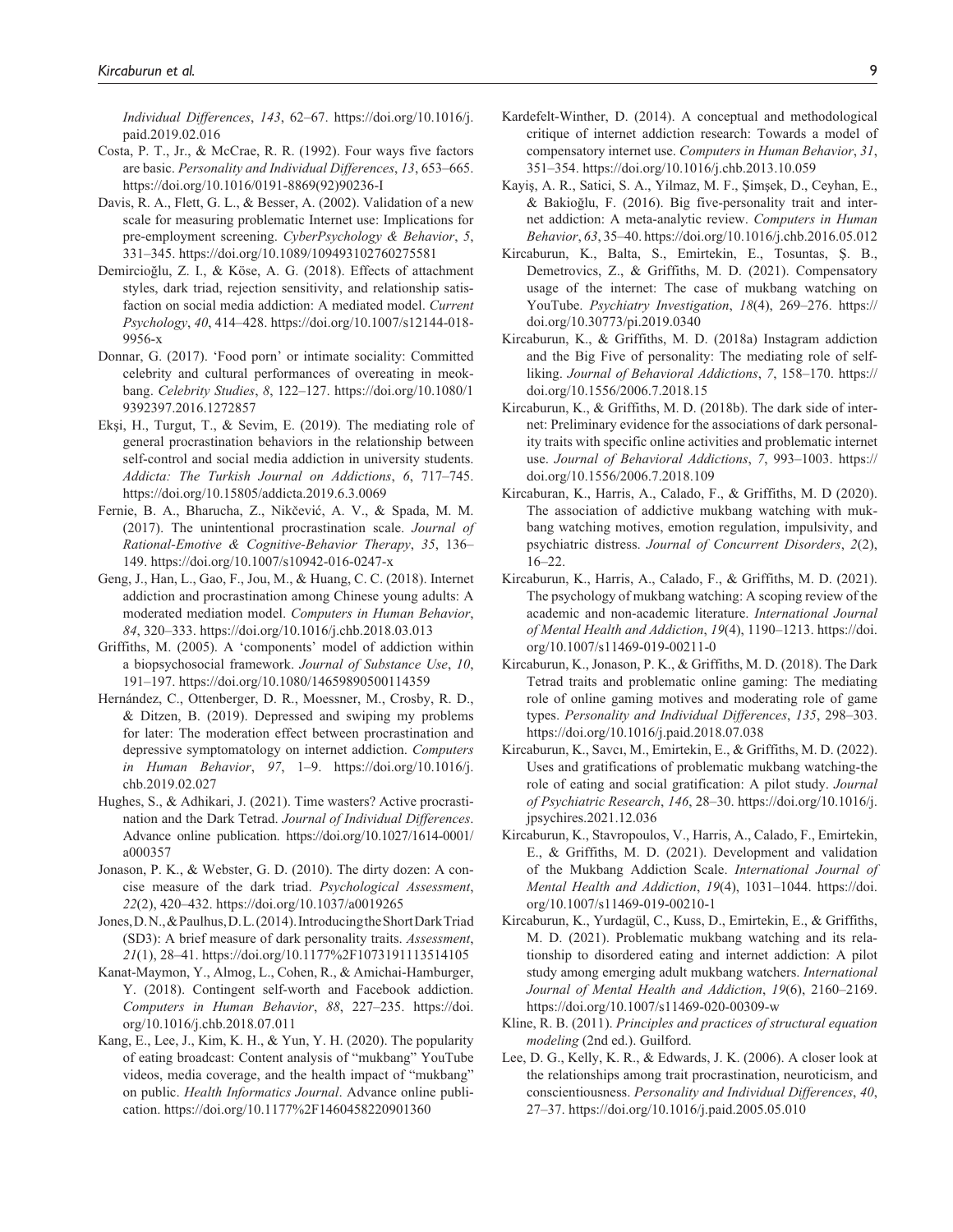*Individual Differences*, *143*, 62–67. https://doi.org/10.1016/j.paid.2019.02.016

Costa, P. T., Jr., & McCrae, R. R. (1992). Four ways five factors are basic. *Personality and Individual Differences*, *13*, 653–665. https://doi.org/10.1016/0191-8869(92)90236-I

Davis, R. A., Flett, G. L., & Besser, A. (2002). Validation of a new scale for measuring problematic Internet use: Implications for pre-employment screening. *CyberPsychology & Behavior*, *5*, 331–345. https://doi.org/10.1089/109493102760275581

Demircioğlu, Z. I., & Köse, A. G. (2018). Effects of attachment styles, dark triad, rejection sensitivity, and relationship satisfaction on social media addiction: A mediated model. *Current Psychology*, *40*, 414–428. https://doi.org/10.1007/s12144-018-9956-x

Donnar, G. (2017). 'Food porn' or intimate sociality: Committed celebrity and cultural performances of overeating in meokbang. *Celebrity Studies*, *8*, 122–127. https://doi.org/10.1080/19392397.2016.1272857

Ekşi, H., Turgut, T., & Sevim, E. (2019). The mediating role of general procrastination behaviors in the relationship between self-control and social media addiction in university students. *Addicta: The Turkish Journal on Addictions*, *6*, 717–745. https://doi.org/10.15805/addicta.2019.6.3.0069

Fernie, B. A., Bharucha, Z., Nikčević, A. V., & Spada, M. M. (2017). The unintentional procrastination scale. *Journal of Rational-Emotive & Cognitive-Behavior Therapy*, *35*, 136–149. https://doi.org/10.1007/s10942-016-0247-x

Geng, J., Han, L., Gao, F., Jou, M., & Huang, C. C. (2018). Internet addiction and procrastination among Chinese young adults: A moderated mediation model. *Computers in Human Behavior*, *84*, 320–333. https://doi.org/10.1016/j.chb.2018.03.013

Griffiths, M. (2005). A 'components' model of addiction within a biopsychosocial framework. *Journal of Substance Use*, *10*, 191–197. https://doi.org/10.1080/14659890500114359

Hernández, C., Ottenberger, D. R., Moessner, M., Crosby, R. D., & Ditzen, B. (2019). Depressed and swiping my problems for later: The moderation effect between procrastination and depressive symptomatology on internet addiction. *Computers in Human Behavior*, *97*, 1–9. https://doi.org/10.1016/j.chb.2019.02.027

Hughes, S., & Adhikari, J. (2021). Time wasters? Active procrastination and the Dark Tetrad. *Journal of Individual Differences*. Advance online publication. https://doi.org/10.1027/1614-0001/a000357

Jonason, P. K., & Webster, G. D. (2010). The dirty dozen: A concise measure of the dark triad. *Psychological Assessment*, *22*(2), 420–432. https://doi.org/10.1037/a0019265

Jones, D. N., & Paulhus, D. L. (2014). Introducing the Short Dark Triad (SD3): A brief measure of dark personality traits. *Assessment*, *21*(1), 28–41. https://doi.org/10.1177%2F1073191113514105

Kanat-Maymon, Y., Almog, L., Cohen, R., & Amichai-Hamburger, Y. (2018). Contingent self-worth and Facebook addiction. *Computers in Human Behavior*, *88*, 227–235. https://doi.org/10.1016/j.chb.2018.07.011

Kang, E., Lee, J., Kim, K. H., & Yun, Y. H. (2020). The popularity of eating broadcast: Content analysis of "mukbang" YouTube videos, media coverage, and the health impact of "mukbang" on public. *Health Informatics Journal*. Advance online publication. https://doi.org/10.1177%2F1460458220901360

Kardefelt-Winther, D. (2014). A conceptual and methodological critique of internet addiction research: Towards a model of compensatory internet use. *Computers in Human Behavior*, *31*, 351–354. https://doi.org/10.1016/j.chb.2013.10.059

Kayiş, A. R., Satici, S. A., Yilmaz, M. F., Şimşek, D., Ceyhan, E., & Bakioğlu, F. (2016). Big five-personality trait and internet addiction: A meta-analytic review. *Computers in Human Behavior*, *63*, 35–40. https://doi.org/10.1016/j.chb.2016.05.012

Kircaburun, K., Balta, S., Emirtekin, E., Tosuntas, Ş. B., Demetrovics, Z., & Griffiths, M. D. (2021). Compensatory usage of the internet: The case of mukbang watching on YouTube. *Psychiatry Investigation*, *18*(4), 269–276. https://doi.org/10.30773/pi.2019.0340

Kircaburun, K., & Griffiths, M. D. (2018a) Instagram addiction and the Big Five of personality: The mediating role of self-liking. *Journal of Behavioral Addictions*, *7*, 158–170. https://doi.org/10.1556/2006.7.2018.15

Kircaburun, K., & Griffiths, M. D. (2018b). The dark side of internet: Preliminary evidence for the associations of dark personality traits with specific online activities and problematic internet use. *Journal of Behavioral Addictions*, *7*, 993–1003. https://doi.org/10.1556/2006.7.2018.109

Kircaburan, K., Harris, A., Calado, F., & Griffiths, M. D (2020). The association of addictive mukbang watching with mukbang watching motives, emotion regulation, impulsivity, and psychiatric distress. *Journal of Concurrent Disorders*, *2*(2), 16–22.

Kircaburun, K., Harris, A., Calado, F., & Griffiths, M. D. (2021). The psychology of mukbang watching: A scoping review of the academic and non-academic literature. *International Journal of Mental Health and Addiction*, *19*(4), 1190–1213. https://doi.org/10.1007/s11469-019-00211-0

Kircaburun, K., Jonason, P. K., & Griffiths, M. D. (2018). The Dark Tetrad traits and problematic online gaming: The mediating role of online gaming motives and moderating role of game types. *Personality and Individual Differences*, *135*, 298–303. https://doi.org/10.1016/j.paid.2018.07.038

Kircaburun, K., Savcı, M., Emirtekin, E., & Griffiths, M. D. (2022). Uses and gratifications of problematic mukbang watching-the role of eating and social gratification: A pilot study. *Journal of Psychiatric Research*, *146*, 28–30. https://doi.org/10.1016/j.jpsychires.2021.12.036

Kircaburun, K., Stavropoulos, V., Harris, A., Calado, F., Emirtekin, E., & Griffiths, M. D. (2021). Development and validation of the Mukbang Addiction Scale. *International Journal of Mental Health and Addiction*, *19*(4), 1031–1044. https://doi.org/10.1007/s11469-019-00210-1

Kircaburun, K., Yurdagül, C., Kuss, D., Emirtekin, E., & Griffiths, M. D. (2021). Problematic mukbang watching and its relationship to disordered eating and internet addiction: A pilot study among emerging adult mukbang watchers. *International Journal of Mental Health and Addiction*, *19*(6), 2160–2169. https://doi.org/10.1007/s11469-020-00309-w

Kline, R. B. (2011). *Principles and practices of structural equation modeling* (2nd ed.). Guilford.

Lee, D. G., Kelly, K. R., & Edwards, J. K. (2006). A closer look at the relationships among trait procrastination, neuroticism, and conscientiousness. *Personality and Individual Differences*, *40*, 27–37. https://doi.org/10.1016/j.paid.2005.05.010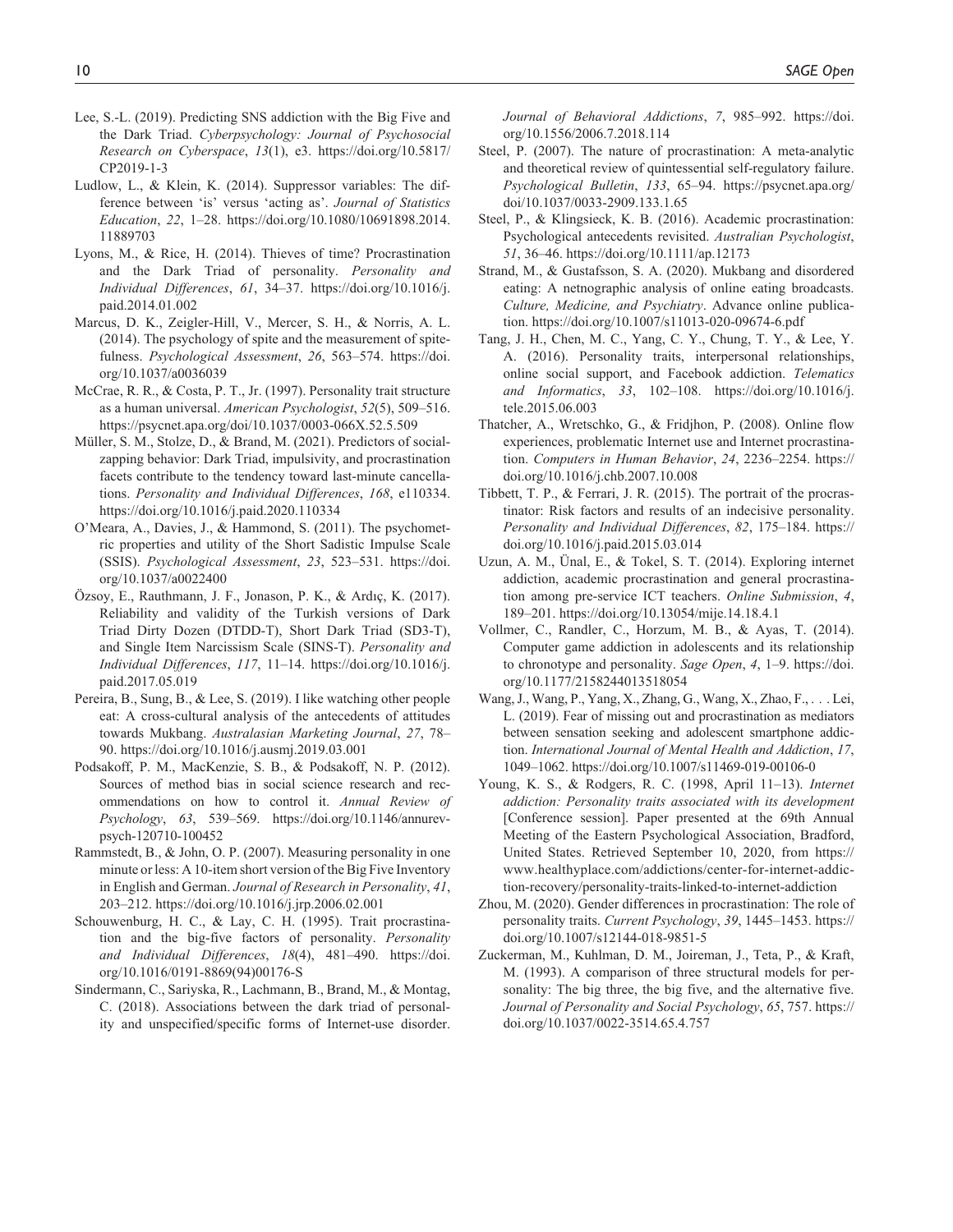Lee, S.-L. (2019). Predicting SNS addiction with the Big Five and the Dark Triad. *Cyberpsychology: Journal of Psychosocial Research on Cyberspace*, *13*(1), e3. https://doi.org/10.5817/CP2019-1-3

Ludlow, L., & Klein, K. (2014). Suppressor variables: The difference between 'is' versus 'acting as'. *Journal of Statistics Education*, *22*, 1–28. https://doi.org/10.1080/10691898.2014.11889703

Lyons, M., & Rice, H. (2014). Thieves of time? Procrastination and the Dark Triad of personality. *Personality and Individual Differences*, *61*, 34–37. https://doi.org/10.1016/j.paid.2014.01.002

Marcus, D. K., Zeigler-Hill, V., Mercer, S. H., & Norris, A. L. (2014). The psychology of spite and the measurement of spitefulness. *Psychological Assessment*, *26*, 563–574. https://doi.org/10.1037/a0036039

McCrae, R. R., & Costa, P. T., Jr. (1997). Personality trait structure as a human universal. *American Psychologist*, *52*(5), 509–516. https://psycnet.apa.org/doi/10.1037/0003-066X.52.5.509

Müller, S. M., Stolze, D., & Brand, M. (2021). Predictors of social-zapping behavior: Dark Triad, impulsivity, and procrastination facets contribute to the tendency toward last-minute cancellations. *Personality and Individual Differences*, *168*, e110334. https://doi.org/10.1016/j.paid.2020.110334

O'Meara, A., Davies, J., & Hammond, S. (2011). The psychometric properties and utility of the Short Sadistic Impulse Scale (SSIS). *Psychological Assessment*, *23*, 523–531. https://doi.org/10.1037/a0022400

Özsoy, E., Rauthmann, J. F., Jonason, P. K., & Ardıç, K. (2017). Reliability and validity of the Turkish versions of Dark Triad Dirty Dozen (DTDD-T), Short Dark Triad (SD3-T), and Single Item Narcissism Scale (SINS-T). *Personality and Individual Differences*, *117*, 11–14. https://doi.org/10.1016/j.paid.2017.05.019

Pereira, B., Sung, B., & Lee, S. (2019). I like watching other people eat: A cross-cultural analysis of the antecedents of attitudes towards Mukbang. *Australasian Marketing Journal*, *27*, 78–90. https://doi.org/10.1016/j.ausmj.2019.03.001

Podsakoff, P. M., MacKenzie, S. B., & Podsakoff, N. P. (2012). Sources of method bias in social science research and recommendations on how to control it. *Annual Review of Psychology*, *63*, 539–569. https://doi.org/10.1146/annurev-psych-120710-100452

Rammstedt, B., & John, O. P. (2007). Measuring personality in one minute or less: A 10-item short version of the Big Five Inventory in English and German. *Journal of Research in Personality*, *41*, 203–212. https://doi.org/10.1016/j.jrp.2006.02.001

Schouwenburg, H. C., & Lay, C. H. (1995). Trait procrastination and the big-five factors of personality. *Personality and Individual Differences*, *18*(4), 481–490. https://doi.org/10.1016/0191-8869(94)00176-S

Sindermann, C., Sariyska, R., Lachmann, B., Brand, M., & Montag, C. (2018). Associations between the dark triad of personality and unspecified/specific forms of Internet-use disorder. *Journal of Behavioral Addictions*, *7*, 985–992. https://doi.org/10.1556/2006.7.2018.114

Steel, P. (2007). The nature of procrastination: A meta-analytic and theoretical review of quintessential self-regulatory failure. *Psychological Bulletin*, *133*, 65–94. https://psycnet.apa.org/doi/10.1037/0033-2909.133.1.65

Steel, P., & Klingsieck, K. B. (2016). Academic procrastination: Psychological antecedents revisited. *Australian Psychologist*, *51*, 36–46. https://doi.org/10.1111/ap.12173

Strand, M., & Gustafsson, S. A. (2020). Mukbang and disordered eating: A netnographic analysis of online eating broadcasts. *Culture, Medicine, and Psychiatry*. Advance online publication. https://doi.org/10.1007/s11013-020-09674-6.pdf

Tang, J. H., Chen, M. C., Yang, C. Y., Chung, T. Y., & Lee, Y. A. (2016). Personality traits, interpersonal relationships, online social support, and Facebook addiction. *Telematics and Informatics*, *33*, 102–108. https://doi.org/10.1016/j.tele.2015.06.003

Thatcher, A., Wretschko, G., & Fridjhon, P. (2008). Online flow experiences, problematic Internet use and Internet procrastination. *Computers in Human Behavior*, *24*, 2236–2254. https://doi.org/10.1016/j.chb.2007.10.008

Tibbett, T. P., & Ferrari, J. R. (2015). The portrait of the procrastinator: Risk factors and results of an indecisive personality. *Personality and Individual Differences*, *82*, 175–184. https://doi.org/10.1016/j.paid.2015.03.014

Uzun, A. M., Ünal, E., & Tokel, S. T. (2014). Exploring internet addiction, academic procrastination and general procrastination among pre-service ICT teachers. *Online Submission*, *4*, 189–201. https://doi.org/10.13054/mije.14.18.4.1

Vollmer, C., Randler, C., Horzum, M. B., & Ayas, T. (2014). Computer game addiction in adolescents and its relationship to chronotype and personality. *Sage Open*, *4*, 1–9. https://doi.org/10.1177/2158244013518054

Wang, J., Wang, P., Yang, X., Zhang, G., Wang, X., Zhao, F., . . . Lei, L. (2019). Fear of missing out and procrastination as mediators between sensation seeking and adolescent smartphone addiction. *International Journal of Mental Health and Addiction*, *17*, 1049–1062. https://doi.org/10.1007/s11469-019-00106-0

Young, K. S., & Rodgers, R. C. (1998, April 11–13). *Internet addiction: Personality traits associated with its development* [Conference session]. Paper presented at the 69th Annual Meeting of the Eastern Psychological Association, Bradford, United States. Retrieved September 10, 2020, from https://www.healthyplace.com/addictions/center-for-internet-addiction-recovery/personality-traits-linked-to-internet-addiction

Zhou, M. (2020). Gender differences in procrastination: The role of personality traits. *Current Psychology*, *39*, 1445–1453. https://doi.org/10.1007/s12144-018-9851-5

Zuckerman, M., Kuhlman, D. M., Joireman, J., Teta, P., & Kraft, M. (1993). A comparison of three structural models for personality: The big three, the big five, and the alternative five. *Journal of Personality and Social Psychology*, *65*, 757. https://doi.org/10.1037/0022-3514.65.4.757